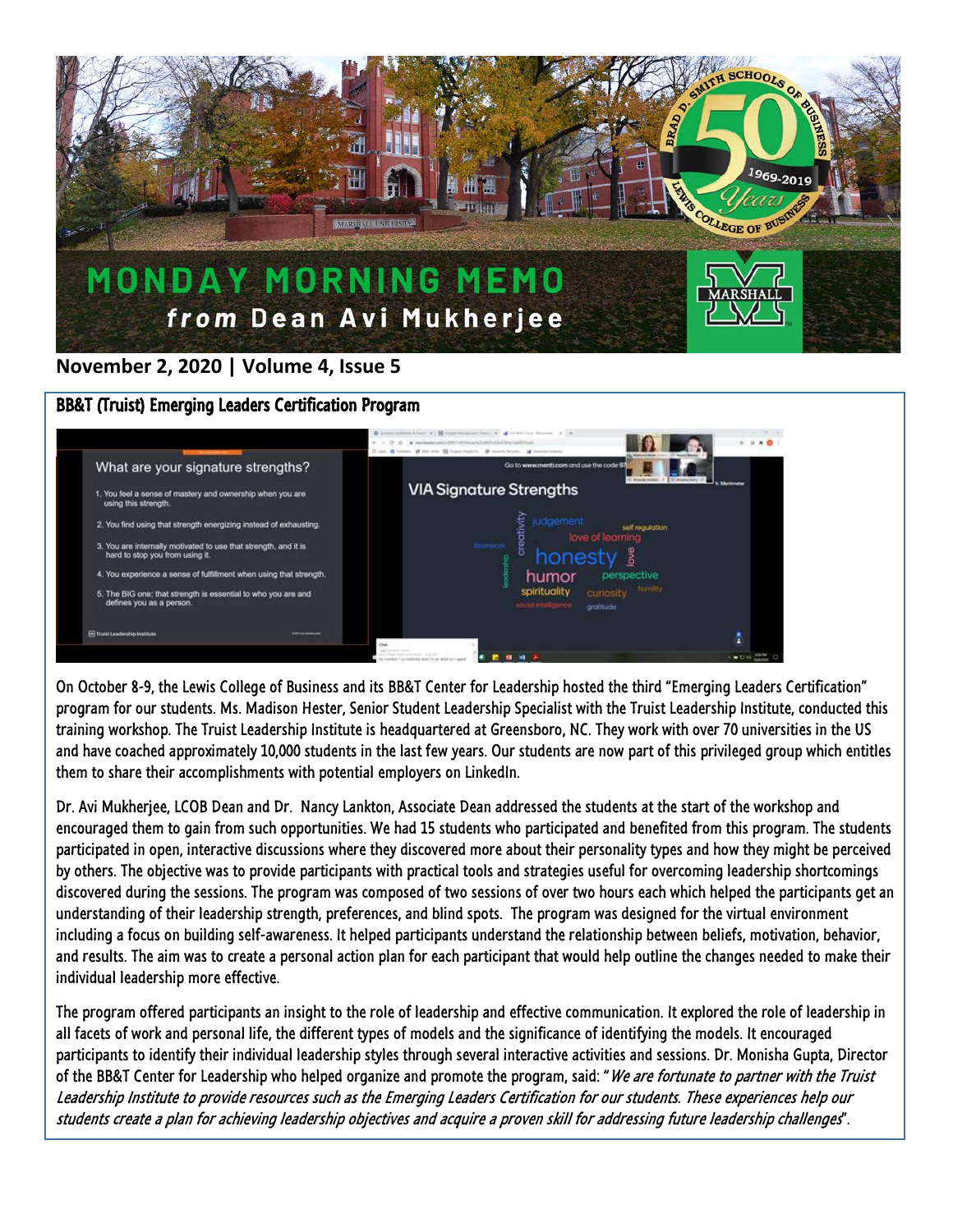# MONDAY MORNING MEMO
## *from* Dean Avi Mukherjee

**November 2, 2020 | Volume 4, Issue 5**

### BB&T (Truist) Emerging Leaders Certification Program

On October 8-9, the Lewis College of Business and its BB&T Center for Leadership hosted the third "Emerging Leaders Certification" program for our students. Ms. Madison Hester, Senior Student Leadership Specialist with the Truist Leadership Institute, conducted this training workshop. The Truist Leadership Institute is headquartered at Greensboro, NC. They work with over 70 universities in the US and have coached approximately 10,000 students in the last few years. Our students are now part of this privileged group which entitles them to share their accomplishments with potential employers on LinkedIn.

Dr. Avi Mukherjee, LCOB Dean and Dr. Nancy Lankton, Associate Dean addressed the students at the start of the workshop and encouraged them to gain from such opportunities. We had 15 students who participated and benefited from this program. The students participated in open, interactive discussions where they discovered more about their personality types and how they might be perceived by others. The objective was to provide participants with practical tools and strategies useful for overcoming leadership shortcomings discovered during the sessions. The program was composed of two sessions of over two hours each which helped the participants get an understanding of their leadership strength, preferences, and blind spots. The program was designed for the virtual environment including a focus on building self-awareness. It helped participants understand the relationship between beliefs, motivation, behavior, and results. The aim was to create a personal action plan for each participant that would help outline the changes needed to make their individual leadership more effective.

The program offered participants an insight to the role of leadership and effective communication. It explored the role of leadership in all facets of work and personal life, the different types of models and the significance of identifying the models. It encouraged participants to identify their individual leadership styles through several interactive activities and sessions. Dr. Monisha Gupta, Director of the BB&T Center for Leadership who helped organize and promote the program, said: "*We are fortunate to partner with the Truist Leadership Institute to provide resources such as the Emerging Leaders Certification for our students. These experiences help our students create a plan for achieving leadership objectives and acquire a proven skill for addressing future leadership challenges*".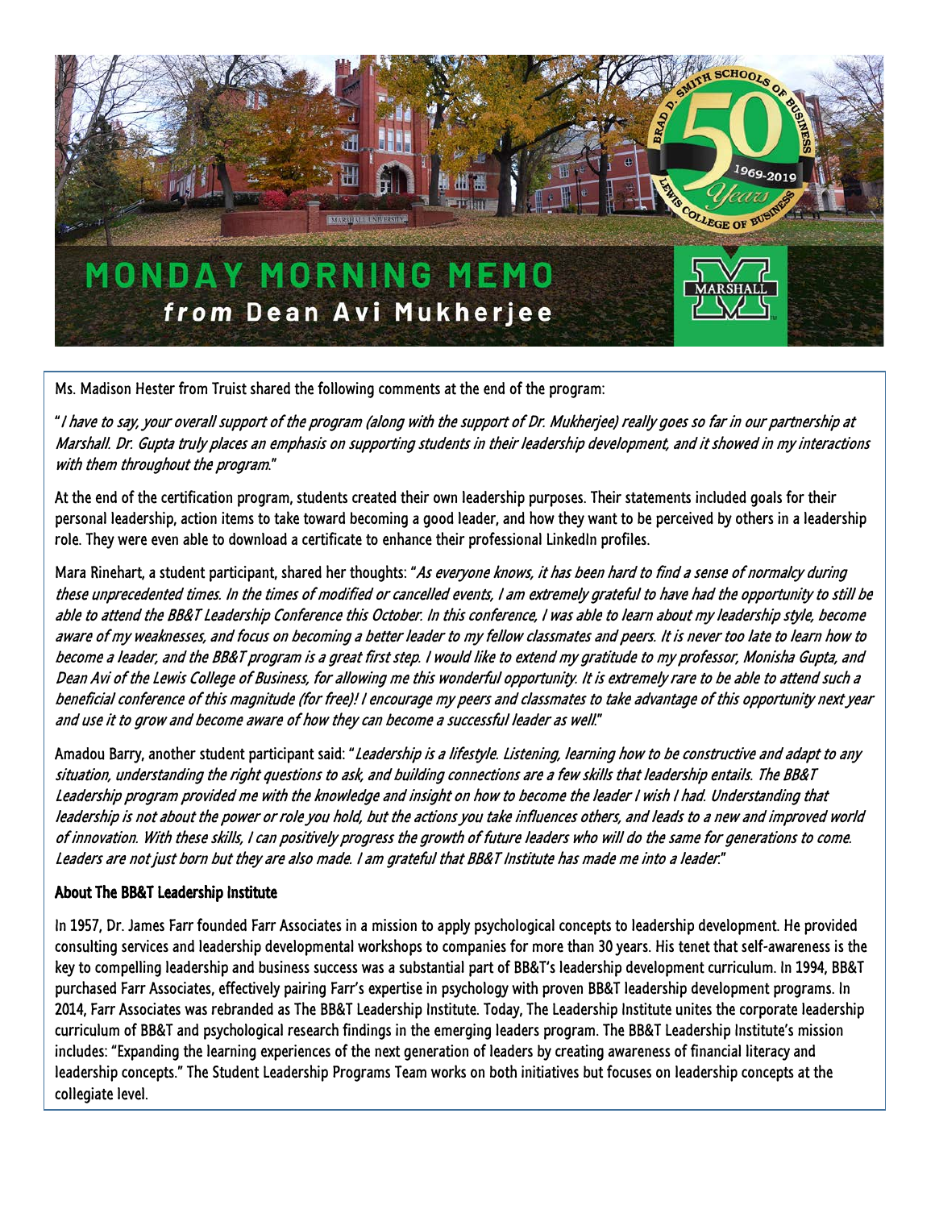# MONDAY MORNING MEMO

***from* Dean Avi Mukherjee**

Ms. Madison Hester from Truist shared the following comments at the end of the program:

"*I have to say, your overall support of the program (along with the support of Dr. Mukherjee) really goes so far in our partnership at Marshall. Dr. Gupta truly places an emphasis on supporting students in their leadership development, and it showed in my interactions with them throughout the program.*"

At the end of the certification program, students created their own leadership purposes. Their statements included goals for their personal leadership, action items to take toward becoming a good leader, and how they want to be perceived by others in a leadership role. They were even able to download a certificate to enhance their professional LinkedIn profiles.

Mara Rinehart, a student participant, shared her thoughts: "*As everyone knows, it has been hard to find a sense of normalcy during these unprecedented times. In the times of modified or cancelled events, I am extremely grateful to have had the opportunity to still be able to attend the BB&T Leadership Conference this October. In this conference, I was able to learn about my leadership style, become aware of my weaknesses, and focus on becoming a better leader to my fellow classmates and peers. It is never too late to learn how to become a leader, and the BB&T program is a great first step. I would like to extend my gratitude to my professor, Monisha Gupta, and Dean Avi of the Lewis College of Business, for allowing me this wonderful opportunity. It is extremely rare to be able to attend such a beneficial conference of this magnitude (for free)! I encourage my peers and classmates to take advantage of this opportunity next year and use it to grow and become aware of how they can become a successful leader as well.*"

Amadou Barry, another student participant said: "*Leadership is a lifestyle. Listening, learning how to be constructive and adapt to any situation, understanding the right questions to ask, and building connections are a few skills that leadership entails. The BB&T Leadership program provided me with the knowledge and insight on how to become the leader I wish I had. Understanding that leadership is not about the power or role you hold, but the actions you take influences others, and leads to a new and improved world of innovation. With these skills, I can positively progress the growth of future leaders who will do the same for generations to come. Leaders are not just born but they are also made. I am grateful that BB&T Institute has made me into a leader.*"

### About The BB&T Leadership Institute

In 1957, Dr. James Farr founded Farr Associates in a mission to apply psychological concepts to leadership development. He provided consulting services and leadership developmental workshops to companies for more than 30 years. His tenet that self-awareness is the key to compelling leadership and business success was a substantial part of BB&T's leadership development curriculum. In 1994, BB&T purchased Farr Associates, effectively pairing Farr's expertise in psychology with proven BB&T leadership development programs. In 2014, Farr Associates was rebranded as The BB&T Leadership Institute. Today, The Leadership Institute unites the corporate leadership curriculum of BB&T and psychological research findings in the emerging leaders program. The BB&T Leadership Institute's mission includes: "Expanding the learning experiences of the next generation of leaders by creating awareness of financial literacy and leadership concepts." The Student Leadership Programs Team works on both initiatives but focuses on leadership concepts at the collegiate level.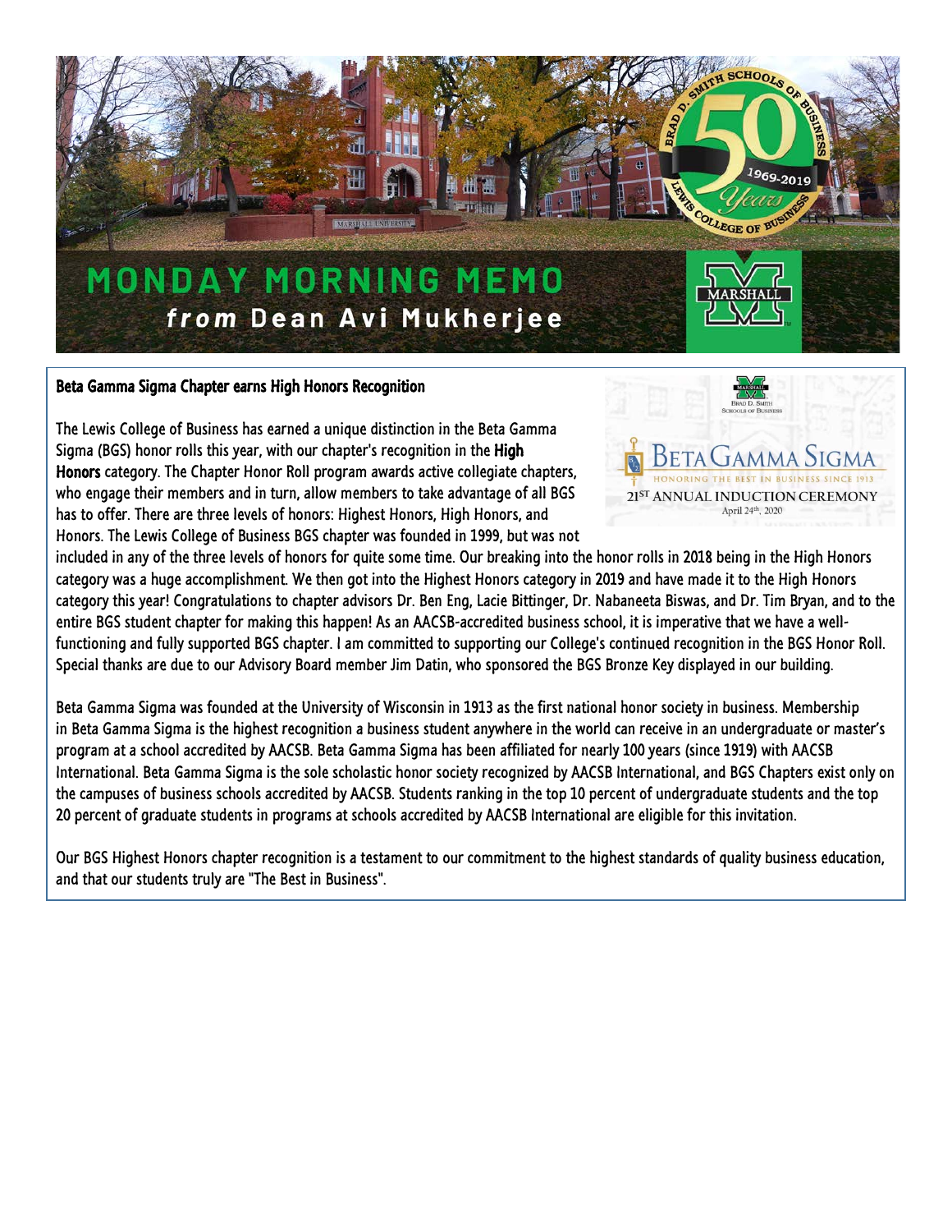# MONDAY MORNING MEMO
## *from* Dean Avi Mukherjee

### Beta Gamma Sigma Chapter earns High Honors Recognition

BETA GAMMA SIGMA
HONORING THE BEST IN BUSINESS SINCE 1913
21ST ANNUAL INDUCTION CEREMONY
April 24th, 2020

The Lewis College of Business has earned a unique distinction in the Beta Gamma Sigma (BGS) honor rolls this year, with our chapter's recognition in the **High Honors** category. The Chapter Honor Roll program awards active collegiate chapters, who engage their members and in turn, allow members to take advantage of all BGS has to offer. There are three levels of honors: Highest Honors, High Honors, and Honors. The Lewis College of Business BGS chapter was founded in 1999, but was not included in any of the three levels of honors for quite some time. Our breaking into the honor rolls in 2018 being in the High Honors category was a huge accomplishment. We then got into the Highest Honors category in 2019 and have made it to the High Honors category this year! Congratulations to chapter advisors Dr. Ben Eng, Lacie Bittinger, Dr. Nabaneeta Biswas, and Dr. Tim Bryan, and to the entire BGS student chapter for making this happen! As an AACSB-accredited business school, it is imperative that we have a well-functioning and fully supported BGS chapter. I am committed to supporting our College's continued recognition in the BGS Honor Roll. Special thanks are due to our Advisory Board member Jim Datin, who sponsored the BGS Bronze Key displayed in our building.

Beta Gamma Sigma was founded at the University of Wisconsin in 1913 as the first national honor society in business. Membership in Beta Gamma Sigma is the highest recognition a business student anywhere in the world can receive in an undergraduate or master's program at a school accredited by AACSB. Beta Gamma Sigma has been affiliated for nearly 100 years (since 1919) with AACSB International. Beta Gamma Sigma is the sole scholastic honor society recognized by AACSB International, and BGS Chapters exist only on the campuses of business schools accredited by AACSB. Students ranking in the top 10 percent of undergraduate students and the top 20 percent of graduate students in programs at schools accredited by AACSB International are eligible for this invitation.

Our BGS Highest Honors chapter recognition is a testament to our commitment to the highest standards of quality business education, and that our students truly are "The Best in Business".